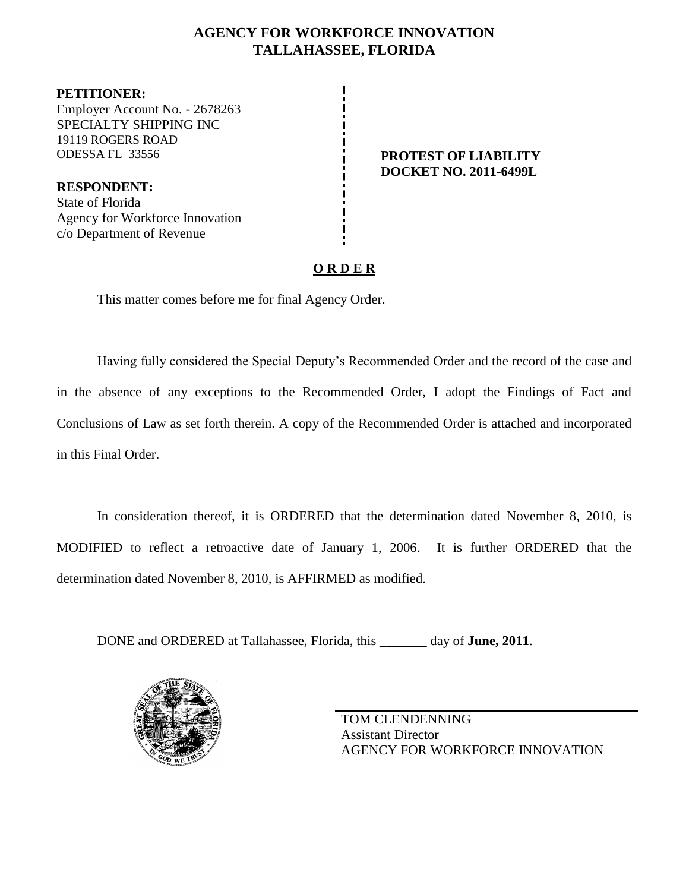# AGENCY FOR WORKFORCE INNOVATION
## TALLAHASSEE, FLORIDA

**PETITIONER:**
Employer Account No. - 2678263
SPECIALTY SHIPPING INC
19119 ROGERS ROAD
ODESSA FL 33556

**RESPONDENT:**
State of Florida
Agency for Workforce Innovation
c/o Department of Revenue

**PROTEST OF LIABILITY**
**DOCKET NO. 2011-6499L**

**O R D E R**

This matter comes before me for final Agency Order.

Having fully considered the Special Deputy's Recommended Order and the record of the case and in the absence of any exceptions to the Recommended Order, I adopt the Findings of Fact and Conclusions of Law as set forth therein. A copy of the Recommended Order is attached and incorporated in this Final Order.

In consideration thereof, it is ORDERED that the determination dated November 8, 2010, is MODIFIED to reflect a retroactive date of January 1, 2006. It is further ORDERED that the determination dated November 8, 2010, is AFFIRMED as modified.

DONE and ORDERED at Tallahassee, Florida, this _______ day of **June, 2011**.

TOM CLENDENNING
Assistant Director
AGENCY FOR WORKFORCE INNOVATION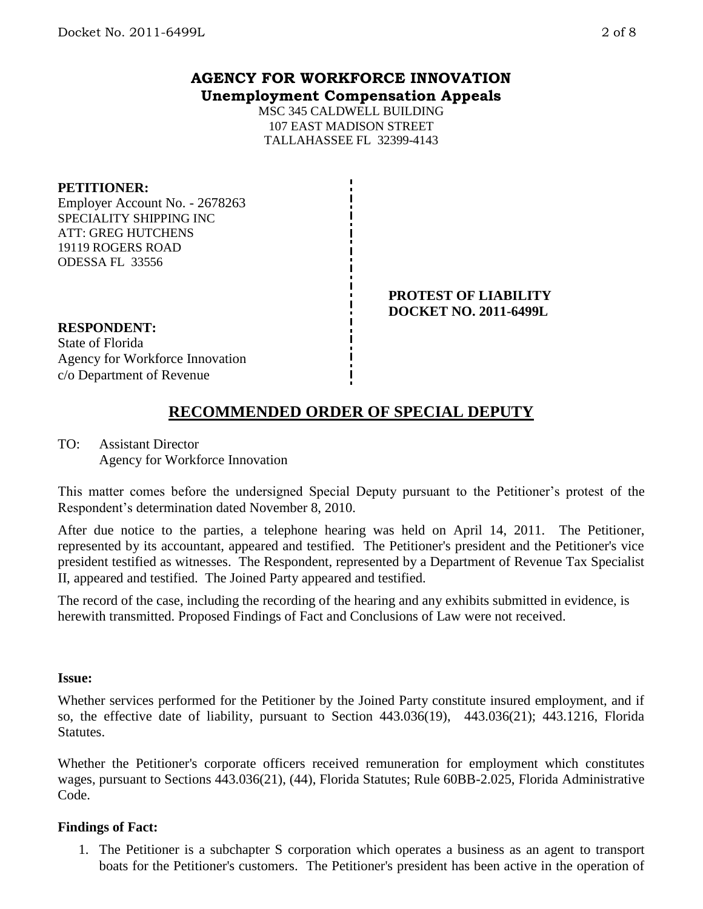## AGENCY FOR WORKFORCE INNOVATION
**Unemployment Compensation Appeals**

MSC 345 CALDWELL BUILDING
107 EAST MADISON STREET
TALLAHASSEE FL 32399-4143

**PETITIONER:**
Employer Account No. - 2678263
SPECIALITY SHIPPING INC
ATT: GREG HUTCHENS
19119 ROGERS ROAD
ODESSA FL 33556

**PROTEST OF LIABILITY**
**DOCKET NO. 2011-6499L**

**RESPONDENT:**
State of Florida
Agency for Workforce Innovation
c/o Department of Revenue

## RECOMMENDED ORDER OF SPECIAL DEPUTY

TO: Assistant Director
Agency for Workforce Innovation

This matter comes before the undersigned Special Deputy pursuant to the Petitioner's protest of the Respondent's determination dated November 8, 2010.

After due notice to the parties, a telephone hearing was held on April 14, 2011. The Petitioner, represented by its accountant, appeared and testified. The Petitioner's president and the Petitioner's vice president testified as witnesses. The Respondent, represented by a Department of Revenue Tax Specialist II, appeared and testified. The Joined Party appeared and testified.

The record of the case, including the recording of the hearing and any exhibits submitted in evidence, is herewith transmitted. Proposed Findings of Fact and Conclusions of Law were not received.

**Issue:**

Whether services performed for the Petitioner by the Joined Party constitute insured employment, and if so, the effective date of liability, pursuant to Section 443.036(19), 443.036(21); 443.1216, Florida Statutes.

Whether the Petitioner's corporate officers received remuneration for employment which constitutes wages, pursuant to Sections 443.036(21), (44), Florida Statutes; Rule 60BB-2.025, Florida Administrative Code.

**Findings of Fact:**

1. The Petitioner is a subchapter S corporation which operates a business as an agent to transport boats for the Petitioner's customers. The Petitioner's president has been active in the operation of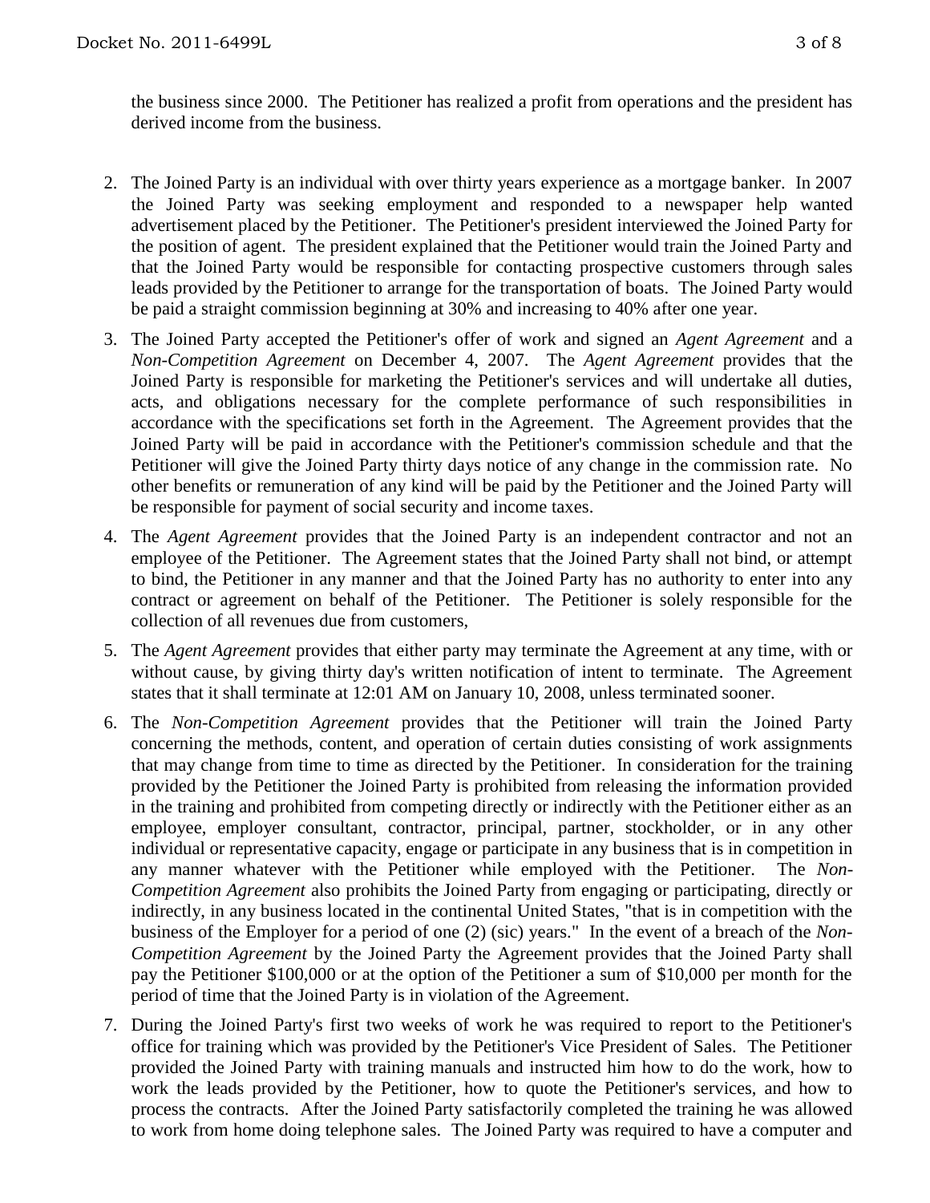the business since 2000. The Petitioner has realized a profit from operations and the president has derived income from the business.

2. The Joined Party is an individual with over thirty years experience as a mortgage banker. In 2007 the Joined Party was seeking employment and responded to a newspaper help wanted advertisement placed by the Petitioner. The Petitioner's president interviewed the Joined Party for the position of agent. The president explained that the Petitioner would train the Joined Party and that the Joined Party would be responsible for contacting prospective customers through sales leads provided by the Petitioner to arrange for the transportation of boats. The Joined Party would be paid a straight commission beginning at 30% and increasing to 40% after one year.

3. The Joined Party accepted the Petitioner's offer of work and signed an *Agent Agreement* and a *Non-Competition Agreement* on December 4, 2007. The *Agent Agreement* provides that the Joined Party is responsible for marketing the Petitioner's services and will undertake all duties, acts, and obligations necessary for the complete performance of such responsibilities in accordance with the specifications set forth in the Agreement. The Agreement provides that the Joined Party will be paid in accordance with the Petitioner's commission schedule and that the Petitioner will give the Joined Party thirty days notice of any change in the commission rate. No other benefits or remuneration of any kind will be paid by the Petitioner and the Joined Party will be responsible for payment of social security and income taxes.

4. The *Agent Agreement* provides that the Joined Party is an independent contractor and not an employee of the Petitioner. The Agreement states that the Joined Party shall not bind, or attempt to bind, the Petitioner in any manner and that the Joined Party has no authority to enter into any contract or agreement on behalf of the Petitioner. The Petitioner is solely responsible for the collection of all revenues due from customers,

5. The *Agent Agreement* provides that either party may terminate the Agreement at any time, with or without cause, by giving thirty day's written notification of intent to terminate. The Agreement states that it shall terminate at 12:01 AM on January 10, 2008, unless terminated sooner.

6. The *Non-Competition Agreement* provides that the Petitioner will train the Joined Party concerning the methods, content, and operation of certain duties consisting of work assignments that may change from time to time as directed by the Petitioner. In consideration for the training provided by the Petitioner the Joined Party is prohibited from releasing the information provided in the training and prohibited from competing directly or indirectly with the Petitioner either as an employee, employer consultant, contractor, principal, partner, stockholder, or in any other individual or representative capacity, engage or participate in any business that is in competition in any manner whatever with the Petitioner while employed with the Petitioner. The *Non-Competition Agreement* also prohibits the Joined Party from engaging or participating, directly or indirectly, in any business located in the continental United States, "that is in competition with the business of the Employer for a period of one (2) (sic) years." In the event of a breach of the *Non-Competition Agreement* by the Joined Party the Agreement provides that the Joined Party shall pay the Petitioner $100,000 or at the option of the Petitioner a sum of $10,000 per month for the period of time that the Joined Party is in violation of the Agreement.

7. During the Joined Party's first two weeks of work he was required to report to the Petitioner's office for training which was provided by the Petitioner's Vice President of Sales. The Petitioner provided the Joined Party with training manuals and instructed him how to do the work, how to work the leads provided by the Petitioner, how to quote the Petitioner's services, and how to process the contracts. After the Joined Party satisfactorily completed the training he was allowed to work from home doing telephone sales. The Joined Party was required to have a computer and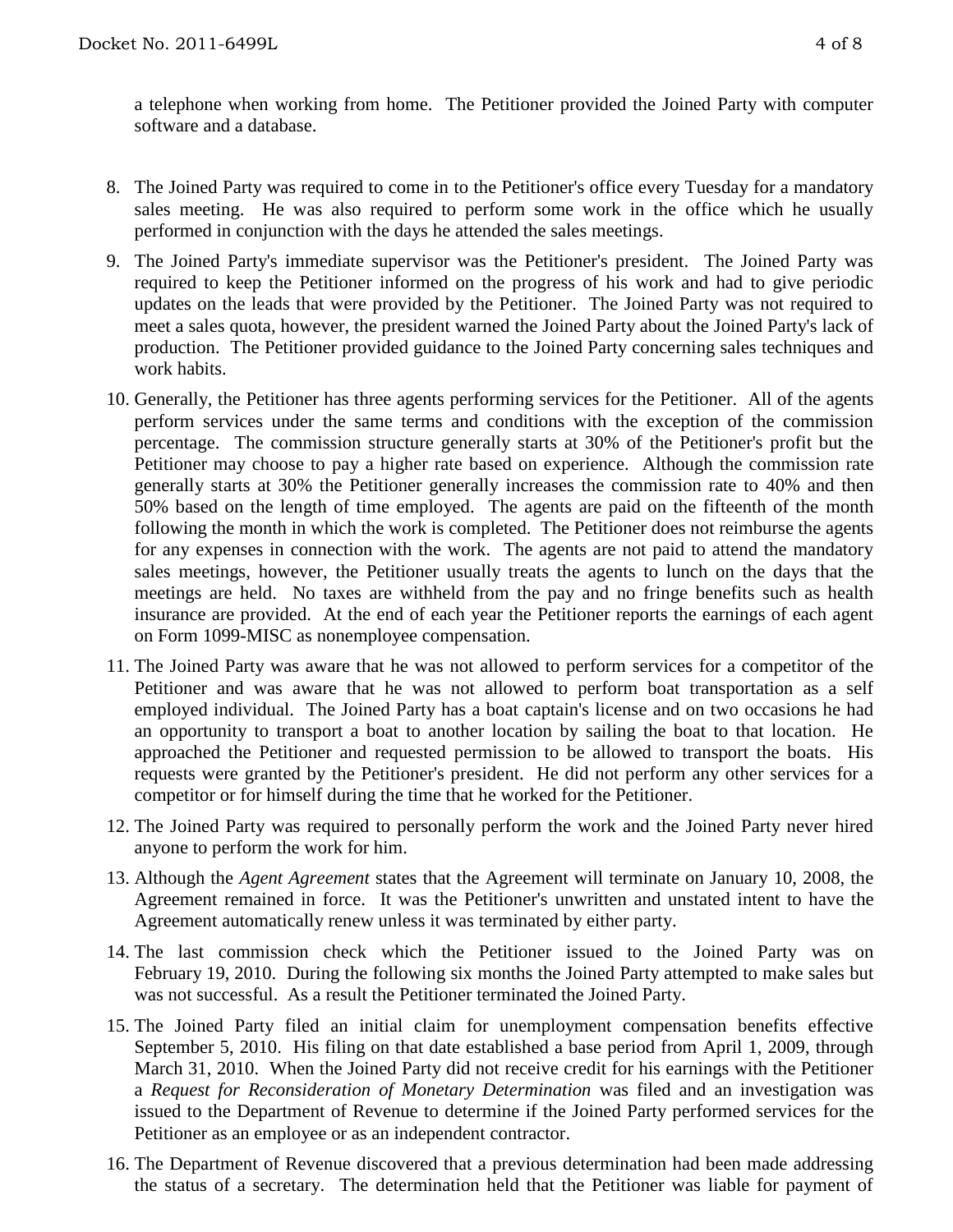a telephone when working from home. The Petitioner provided the Joined Party with computer software and a database.

8. The Joined Party was required to come in to the Petitioner's office every Tuesday for a mandatory sales meeting. He was also required to perform some work in the office which he usually performed in conjunction with the days he attended the sales meetings.
9. The Joined Party's immediate supervisor was the Petitioner's president. The Joined Party was required to keep the Petitioner informed on the progress of his work and had to give periodic updates on the leads that were provided by the Petitioner. The Joined Party was not required to meet a sales quota, however, the president warned the Joined Party about the Joined Party's lack of production. The Petitioner provided guidance to the Joined Party concerning sales techniques and work habits.
10. Generally, the Petitioner has three agents performing services for the Petitioner. All of the agents perform services under the same terms and conditions with the exception of the commission percentage. The commission structure generally starts at 30% of the Petitioner's profit but the Petitioner may choose to pay a higher rate based on experience. Although the commission rate generally starts at 30% the Petitioner generally increases the commission rate to 40% and then 50% based on the length of time employed. The agents are paid on the fifteenth of the month following the month in which the work is completed. The Petitioner does not reimburse the agents for any expenses in connection with the work. The agents are not paid to attend the mandatory sales meetings, however, the Petitioner usually treats the agents to lunch on the days that the meetings are held. No taxes are withheld from the pay and no fringe benefits such as health insurance are provided. At the end of each year the Petitioner reports the earnings of each agent on Form 1099-MISC as nonemployee compensation.
11. The Joined Party was aware that he was not allowed to perform services for a competitor of the Petitioner and was aware that he was not allowed to perform boat transportation as a self employed individual. The Joined Party has a boat captain's license and on two occasions he had an opportunity to transport a boat to another location by sailing the boat to that location. He approached the Petitioner and requested permission to be allowed to transport the boats. His requests were granted by the Petitioner's president. He did not perform any other services for a competitor or for himself during the time that he worked for the Petitioner.
12. The Joined Party was required to personally perform the work and the Joined Party never hired anyone to perform the work for him.
13. Although the *Agent Agreement* states that the Agreement will terminate on January 10, 2008, the Agreement remained in force. It was the Petitioner's unwritten and unstated intent to have the Agreement automatically renew unless it was terminated by either party.
14. The last commission check which the Petitioner issued to the Joined Party was on February 19, 2010. During the following six months the Joined Party attempted to make sales but was not successful. As a result the Petitioner terminated the Joined Party.
15. The Joined Party filed an initial claim for unemployment compensation benefits effective September 5, 2010. His filing on that date established a base period from April 1, 2009, through March 31, 2010. When the Joined Party did not receive credit for his earnings with the Petitioner a *Request for Reconsideration of Monetary Determination* was filed and an investigation was issued to the Department of Revenue to determine if the Joined Party performed services for the Petitioner as an employee or as an independent contractor.
16. The Department of Revenue discovered that a previous determination had been made addressing the status of a secretary. The determination held that the Petitioner was liable for payment of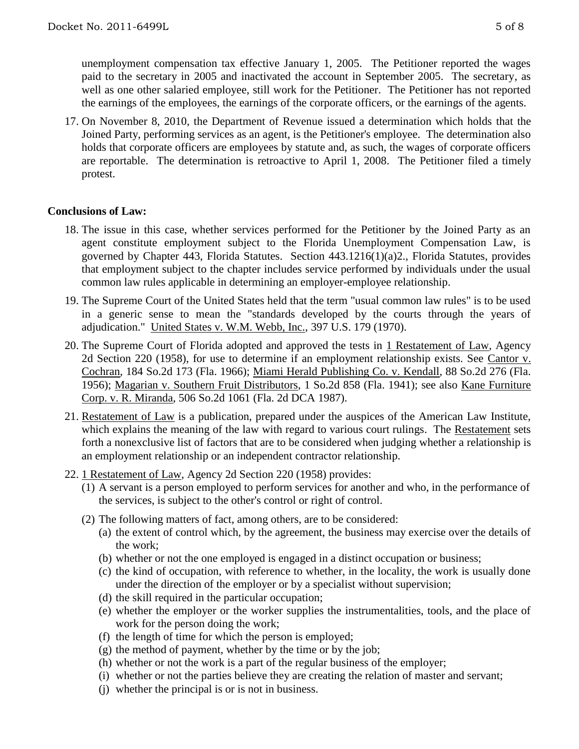unemployment compensation tax effective January 1, 2005. The Petitioner reported the wages paid to the secretary in 2005 and inactivated the account in September 2005. The secretary, as well as one other salaried employee, still work for the Petitioner. The Petitioner has not reported the earnings of the employees, the earnings of the corporate officers, or the earnings of the agents.

17. On November 8, 2010, the Department of Revenue issued a determination which holds that the Joined Party, performing services as an agent, is the Petitioner's employee. The determination also holds that corporate officers are employees by statute and, as such, the wages of corporate officers are reportable. The determination is retroactive to April 1, 2008. The Petitioner filed a timely protest.

**Conclusions of Law:**

18. The issue in this case, whether services performed for the Petitioner by the Joined Party as an agent constitute employment subject to the Florida Unemployment Compensation Law, is governed by Chapter 443, Florida Statutes. Section 443.1216(1)(a)2., Florida Statutes, provides that employment subject to the chapter includes service performed by individuals under the usual common law rules applicable in determining an employer-employee relationship.

19. The Supreme Court of the United States held that the term "usual common law rules" is to be used in a generic sense to mean the "standards developed by the courts through the years of adjudication." United States v. W.M. Webb, Inc., 397 U.S. 179 (1970).

20. The Supreme Court of Florida adopted and approved the tests in 1 Restatement of Law, Agency 2d Section 220 (1958), for use to determine if an employment relationship exists. See Cantor v. Cochran, 184 So.2d 173 (Fla. 1966); Miami Herald Publishing Co. v. Kendall, 88 So.2d 276 (Fla. 1956); Magarian v. Southern Fruit Distributors, 1 So.2d 858 (Fla. 1941); see also Kane Furniture Corp. v. R. Miranda, 506 So.2d 1061 (Fla. 2d DCA 1987).

21. Restatement of Law is a publication, prepared under the auspices of the American Law Institute, which explains the meaning of the law with regard to various court rulings. The Restatement sets forth a nonexclusive list of factors that are to be considered when judging whether a relationship is an employment relationship or an independent contractor relationship.

22. 1 Restatement of Law, Agency 2d Section 220 (1958) provides:
    (1) A servant is a person employed to perform services for another and who, in the performance of the services, is subject to the other's control or right of control.
    (2) The following matters of fact, among others, are to be considered:
        (a) the extent of control which, by the agreement, the business may exercise over the details of the work;
        (b) whether or not the one employed is engaged in a distinct occupation or business;
        (c) the kind of occupation, with reference to whether, in the locality, the work is usually done under the direction of the employer or by a specialist without supervision;
        (d) the skill required in the particular occupation;
        (e) whether the employer or the worker supplies the instrumentalities, tools, and the place of work for the person doing the work;
        (f) the length of time for which the person is employed;
        (g) the method of payment, whether by the time or by the job;
        (h) whether or not the work is a part of the regular business of the employer;
        (i) whether or not the parties believe they are creating the relation of master and servant;
        (j) whether the principal is or is not in business.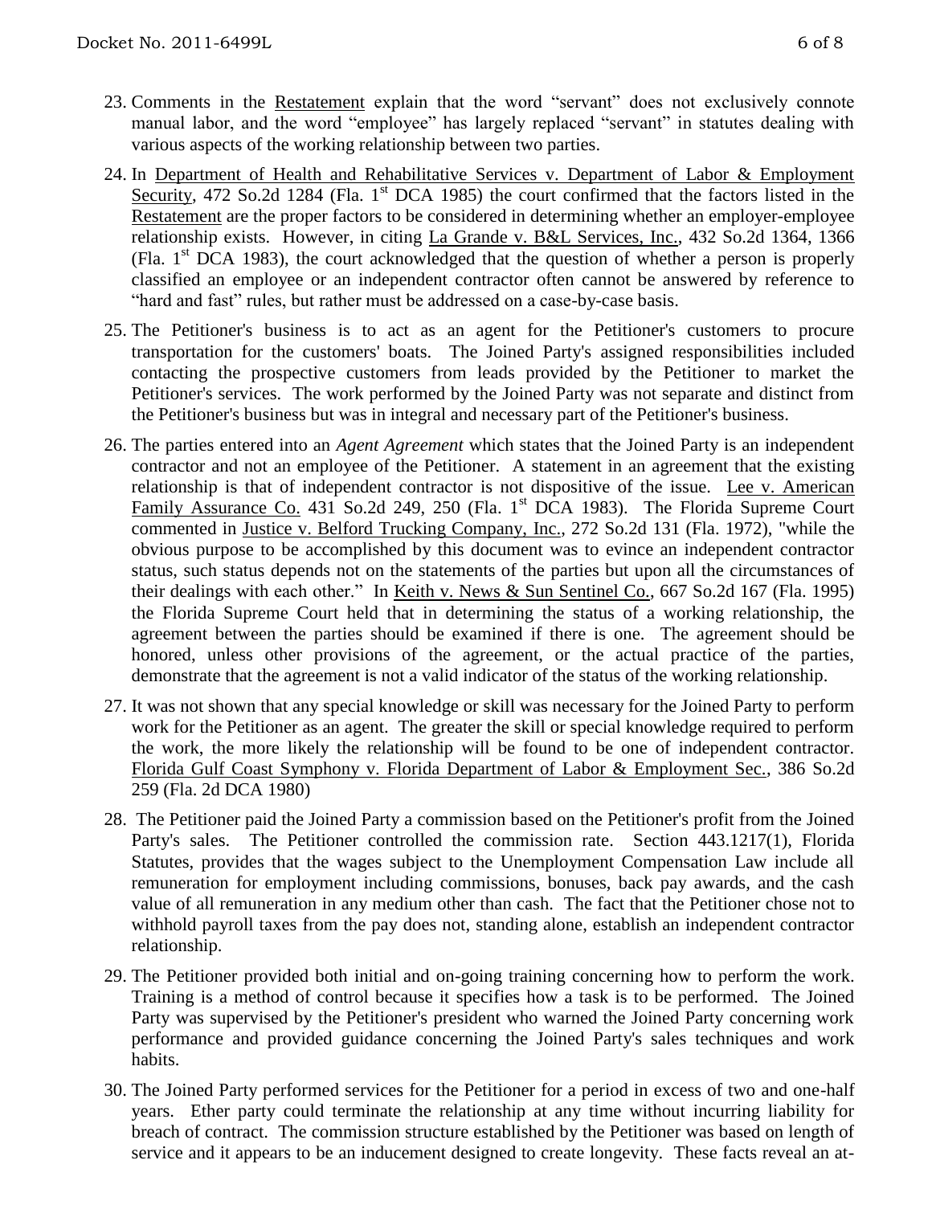23. Comments in the Restatement explain that the word "servant" does not exclusively connote manual labor, and the word "employee" has largely replaced "servant" in statutes dealing with various aspects of the working relationship between two parties.

24. In Department of Health and Rehabilitative Services v. Department of Labor & Employment Security, 472 So.2d 1284 (Fla. 1st DCA 1985) the court confirmed that the factors listed in the Restatement are the proper factors to be considered in determining whether an employer-employee relationship exists. However, in citing La Grande v. B&L Services, Inc., 432 So.2d 1364, 1366 (Fla. 1st DCA 1983), the court acknowledged that the question of whether a person is properly classified an employee or an independent contractor often cannot be answered by reference to "hard and fast" rules, but rather must be addressed on a case-by-case basis.

25. The Petitioner's business is to act as an agent for the Petitioner's customers to procure transportation for the customers' boats. The Joined Party's assigned responsibilities included contacting the prospective customers from leads provided by the Petitioner to market the Petitioner's services. The work performed by the Joined Party was not separate and distinct from the Petitioner's business but was in integral and necessary part of the Petitioner's business.

26. The parties entered into an *Agent Agreement* which states that the Joined Party is an independent contractor and not an employee of the Petitioner. A statement in an agreement that the existing relationship is that of independent contractor is not dispositive of the issue. Lee v. American Family Assurance Co. 431 So.2d 249, 250 (Fla. 1st DCA 1983). The Florida Supreme Court commented in Justice v. Belford Trucking Company, Inc., 272 So.2d 131 (Fla. 1972), "while the obvious purpose to be accomplished by this document was to evince an independent contractor status, such status depends not on the statements of the parties but upon all the circumstances of their dealings with each other." In Keith v. News & Sun Sentinel Co., 667 So.2d 167 (Fla. 1995) the Florida Supreme Court held that in determining the status of a working relationship, the agreement between the parties should be examined if there is one. The agreement should be honored, unless other provisions of the agreement, or the actual practice of the parties, demonstrate that the agreement is not a valid indicator of the status of the working relationship.

27. It was not shown that any special knowledge or skill was necessary for the Joined Party to perform work for the Petitioner as an agent. The greater the skill or special knowledge required to perform the work, the more likely the relationship will be found to be one of independent contractor. Florida Gulf Coast Symphony v. Florida Department of Labor & Employment Sec., 386 So.2d 259 (Fla. 2d DCA 1980)

28. The Petitioner paid the Joined Party a commission based on the Petitioner's profit from the Joined Party's sales. The Petitioner controlled the commission rate. Section 443.1217(1), Florida Statutes, provides that the wages subject to the Unemployment Compensation Law include all remuneration for employment including commissions, bonuses, back pay awards, and the cash value of all remuneration in any medium other than cash. The fact that the Petitioner chose not to withhold payroll taxes from the pay does not, standing alone, establish an independent contractor relationship.

29. The Petitioner provided both initial and on-going training concerning how to perform the work. Training is a method of control because it specifies how a task is to be performed. The Joined Party was supervised by the Petitioner's president who warned the Joined Party concerning work performance and provided guidance concerning the Joined Party's sales techniques and work habits.

30. The Joined Party performed services for the Petitioner for a period in excess of two and one-half years. Ether party could terminate the relationship at any time without incurring liability for breach of contract. The commission structure established by the Petitioner was based on length of service and it appears to be an inducement designed to create longevity. These facts reveal an at-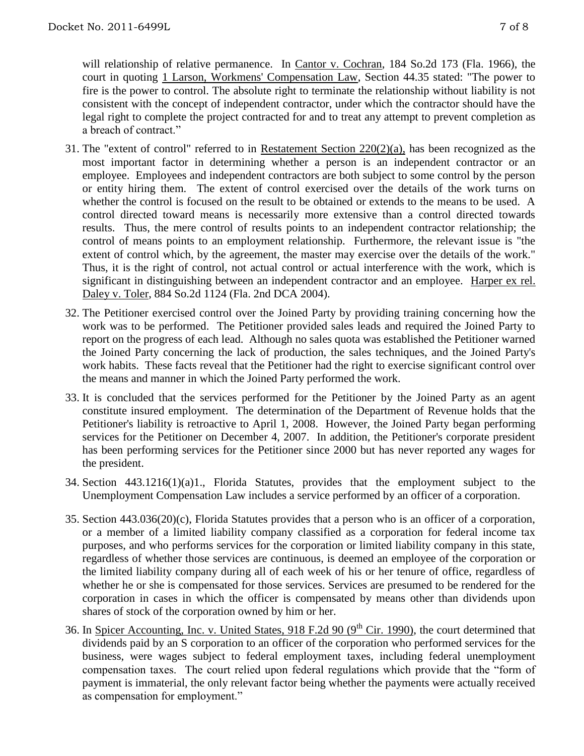will relationship of relative permanence. In Cantor v. Cochran, 184 So.2d 173 (Fla. 1966), the court in quoting 1 Larson, Workmens' Compensation Law, Section 44.35 stated: "The power to fire is the power to control. The absolute right to terminate the relationship without liability is not consistent with the concept of independent contractor, under which the contractor should have the legal right to complete the project contracted for and to treat any attempt to prevent completion as a breach of contract."

31. The "extent of control" referred to in Restatement Section 220(2)(a), has been recognized as the most important factor in determining whether a person is an independent contractor or an employee. Employees and independent contractors are both subject to some control by the person or entity hiring them. The extent of control exercised over the details of the work turns on whether the control is focused on the result to be obtained or extends to the means to be used. A control directed toward means is necessarily more extensive than a control directed towards results. Thus, the mere control of results points to an independent contractor relationship; the control of means points to an employment relationship. Furthermore, the relevant issue is "the extent of control which, by the agreement, the master may exercise over the details of the work." Thus, it is the right of control, not actual control or actual interference with the work, which is significant in distinguishing between an independent contractor and an employee. Harper ex rel. Daley v. Toler, 884 So.2d 1124 (Fla. 2nd DCA 2004).

32. The Petitioner exercised control over the Joined Party by providing training concerning how the work was to be performed. The Petitioner provided sales leads and required the Joined Party to report on the progress of each lead. Although no sales quota was established the Petitioner warned the Joined Party concerning the lack of production, the sales techniques, and the Joined Party's work habits. These facts reveal that the Petitioner had the right to exercise significant control over the means and manner in which the Joined Party performed the work.

33. It is concluded that the services performed for the Petitioner by the Joined Party as an agent constitute insured employment. The determination of the Department of Revenue holds that the Petitioner's liability is retroactive to April 1, 2008. However, the Joined Party began performing services for the Petitioner on December 4, 2007. In addition, the Petitioner's corporate president has been performing services for the Petitioner since 2000 but has never reported any wages for the president.

34. Section 443.1216(1)(a)1., Florida Statutes, provides that the employment subject to the Unemployment Compensation Law includes a service performed by an officer of a corporation.

35. Section 443.036(20)(c), Florida Statutes provides that a person who is an officer of a corporation, or a member of a limited liability company classified as a corporation for federal income tax purposes, and who performs services for the corporation or limited liability company in this state, regardless of whether those services are continuous, is deemed an employee of the corporation or the limited liability company during all of each week of his or her tenure of office, regardless of whether he or she is compensated for those services. Services are presumed to be rendered for the corporation in cases in which the officer is compensated by means other than dividends upon shares of stock of the corporation owned by him or her.

36. In Spicer Accounting, Inc. v. United States, 918 F.2d 90 (9th Cir. 1990), the court determined that dividends paid by an S corporation to an officer of the corporation who performed services for the business, were wages subject to federal employment taxes, including federal unemployment compensation taxes. The court relied upon federal regulations which provide that the "form of payment is immaterial, the only relevant factor being whether the payments were actually received as compensation for employment."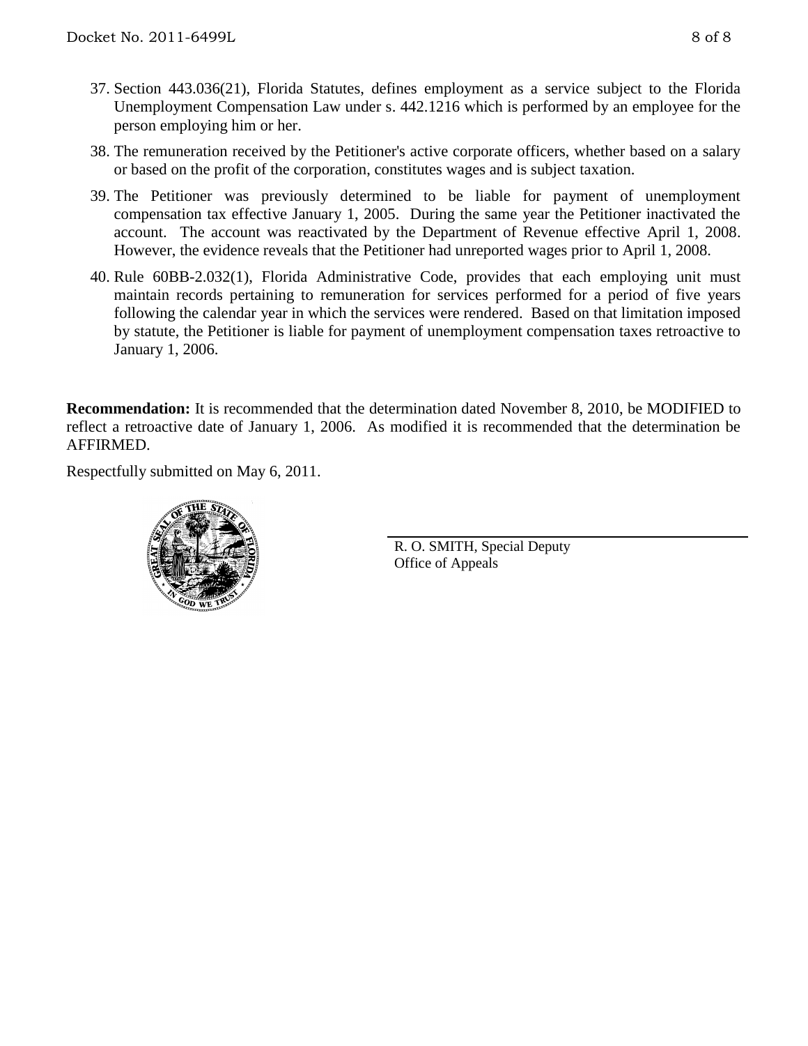37. Section 443.036(21), Florida Statutes, defines employment as a service subject to the Florida Unemployment Compensation Law under s. 442.1216 which is performed by an employee for the person employing him or her.

38. The remuneration received by the Petitioner's active corporate officers, whether based on a salary or based on the profit of the corporation, constitutes wages and is subject taxation.

39. The Petitioner was previously determined to be liable for payment of unemployment compensation tax effective January 1, 2005. During the same year the Petitioner inactivated the account. The account was reactivated by the Department of Revenue effective April 1, 2008. However, the evidence reveals that the Petitioner had unreported wages prior to April 1, 2008.

40. Rule 60BB-2.032(1), Florida Administrative Code, provides that each employing unit must maintain records pertaining to remuneration for services performed for a period of five years following the calendar year in which the services were rendered. Based on that limitation imposed by statute, the Petitioner is liable for payment of unemployment compensation taxes retroactive to January 1, 2006.

**Recommendation:** It is recommended that the determination dated November 8, 2010, be MODIFIED to reflect a retroactive date of January 1, 2006. As modified it is recommended that the determination be AFFIRMED.

Respectfully submitted on May 6, 2011.

R. O. SMITH, Special Deputy
Office of Appeals